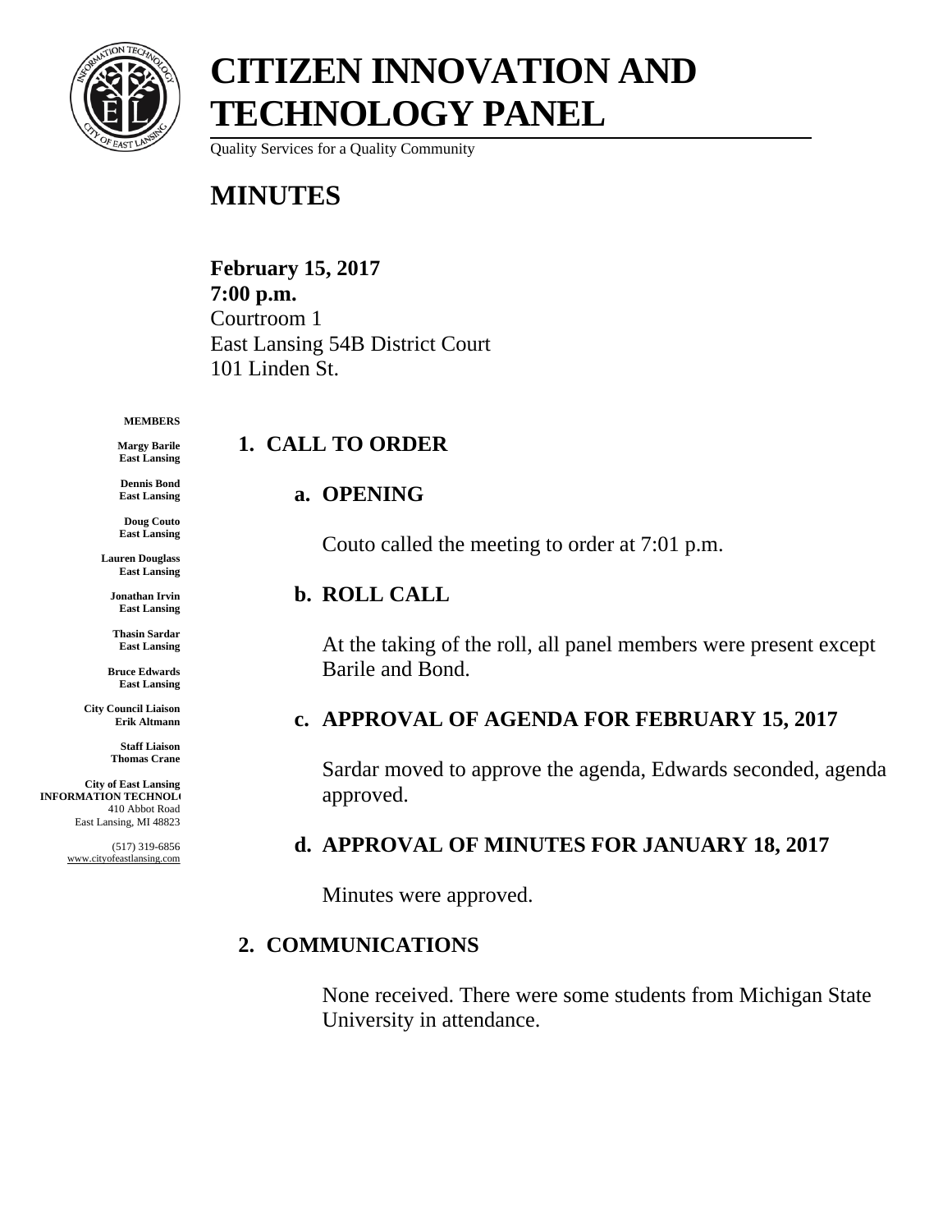# CITIZEN INNOVATION AND TECHNOLOGY PANEL

Quality Services for a Quality Community

# MINUTES

**February 15, 2017**
**7:00 p.m.**
Courtroom 1
East Lansing 54B District Court
101 Linden St.

**MEMBERS**

**Margy Barile**
**East Lansing**

**Dennis Bond**
**East Lansing**

**Doug Couto**
**East Lansing**

**Lauren Douglass**
**East Lansing**

**Jonathan Irvin**
**East Lansing**

**Thasin Sardar**
**East Lansing**

**Bruce Edwards**
**East Lansing**

**City Council Liaison**
**Erik Altmann**

**Staff Liaison**
**Thomas Crane**

**City of East Lansing**
**INFORMATION TECHNOL**
410 Abbot Road
East Lansing, MI 48823

(517) 319-6856
www.cityofeastlansing.com

## 1. CALL TO ORDER

### a. OPENING

Couto called the meeting to order at 7:01 p.m.

### b. ROLL CALL

At the taking of the roll, all panel members were present except Barile and Bond.

### c. APPROVAL OF AGENDA FOR FEBRUARY 15, 2017

Sardar moved to approve the agenda, Edwards seconded, agenda approved.

### d. APPROVAL OF MINUTES FOR JANUARY 18, 2017

Minutes were approved.

## 2. COMMUNICATIONS

None received. There were some students from Michigan State University in attendance.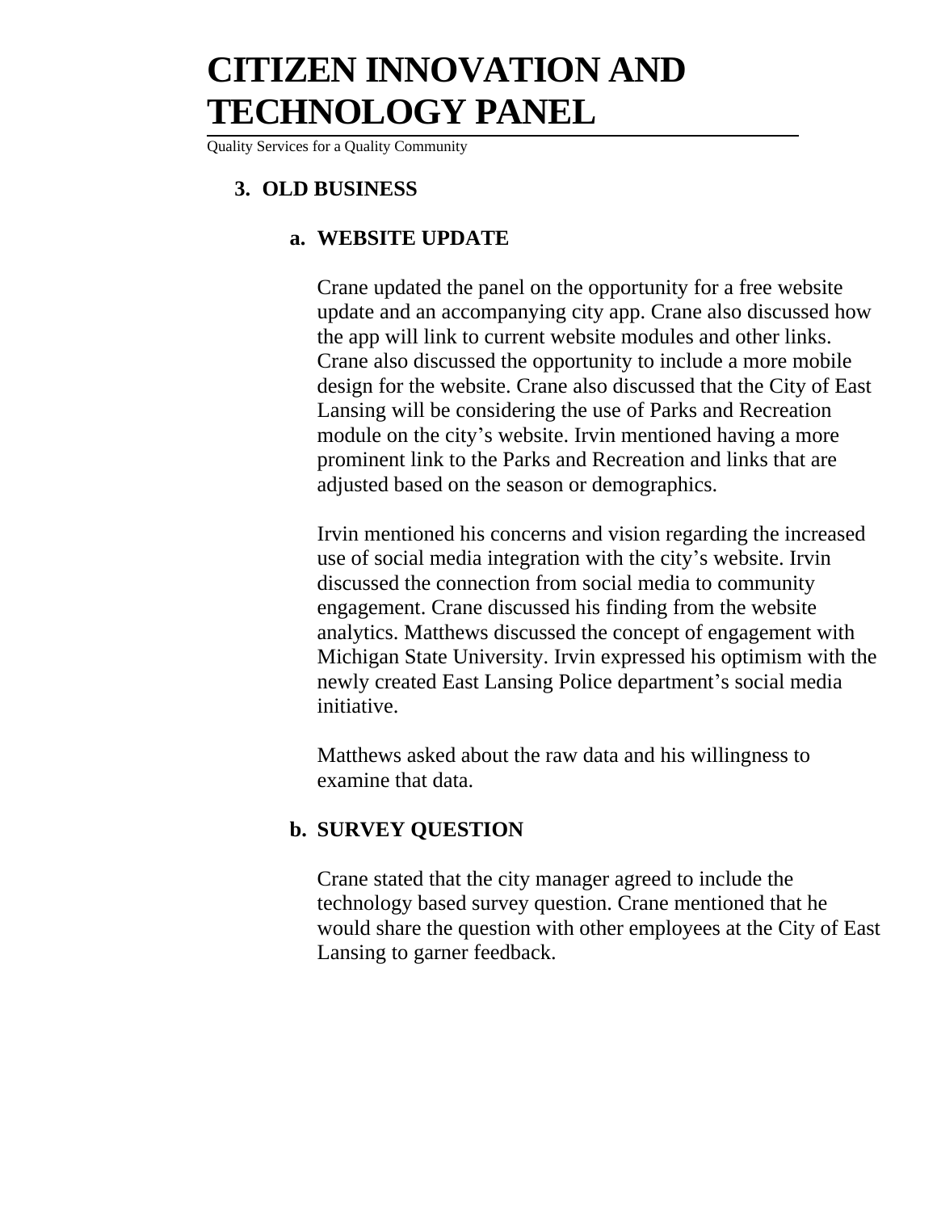# CITIZEN INNOVATION AND TECHNOLOGY PANEL

Quality Services for a Quality Community

## 3. OLD BUSINESS

### a. WEBSITE UPDATE

Crane updated the panel on the opportunity for a free website update and an accompanying city app. Crane also discussed how the app will link to current website modules and other links. Crane also discussed the opportunity to include a more mobile design for the website. Crane also discussed that the City of East Lansing will be considering the use of Parks and Recreation module on the city's website. Irvin mentioned having a more prominent link to the Parks and Recreation and links that are adjusted based on the season or demographics.

Irvin mentioned his concerns and vision regarding the increased use of social media integration with the city's website. Irvin discussed the connection from social media to community engagement. Crane discussed his finding from the website analytics. Matthews discussed the concept of engagement with Michigan State University. Irvin expressed his optimism with the newly created East Lansing Police department's social media initiative.

Matthews asked about the raw data and his willingness to examine that data.

### b. SURVEY QUESTION

Crane stated that the city manager agreed to include the technology based survey question. Crane mentioned that he would share the question with other employees at the City of East Lansing to garner feedback.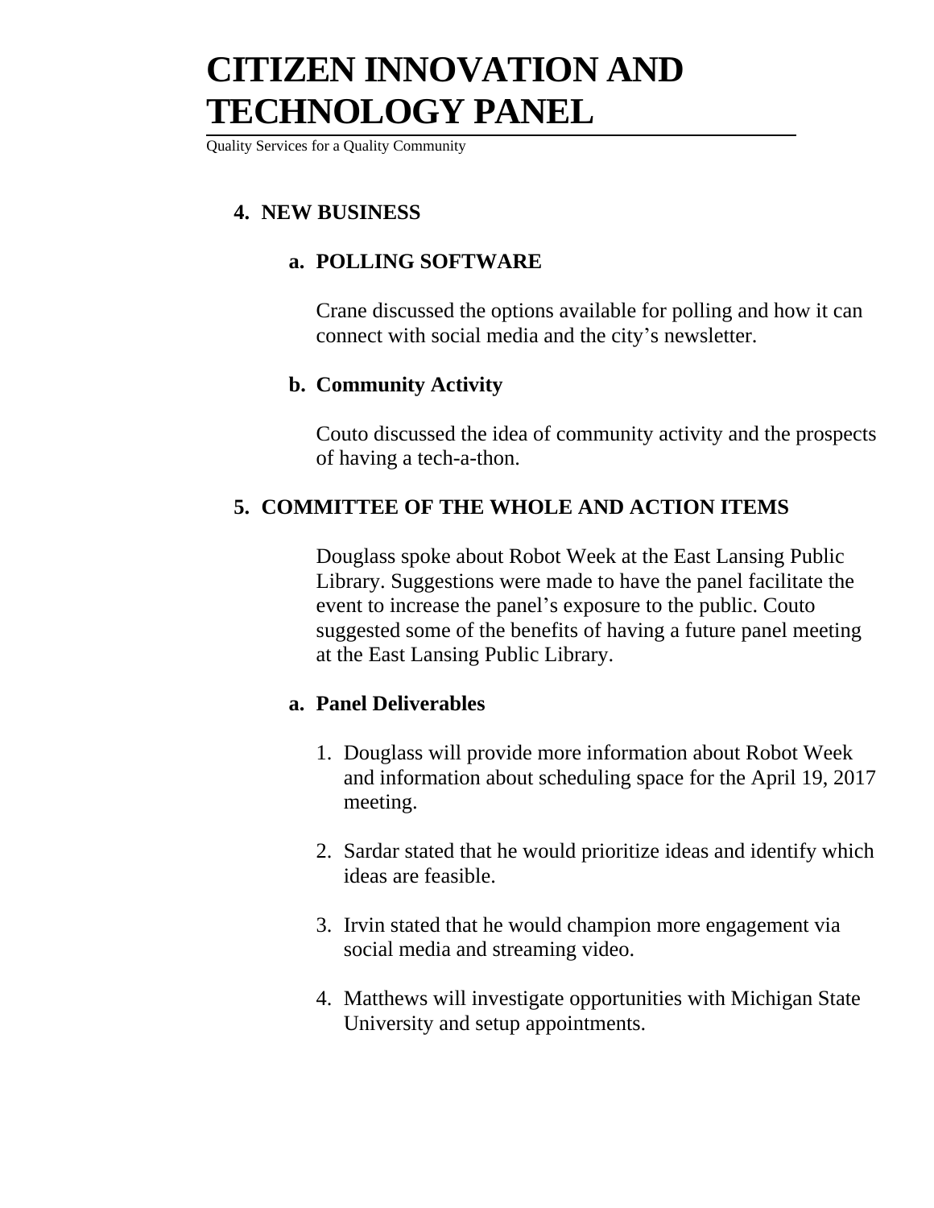# CITIZEN INNOVATION AND TECHNOLOGY PANEL

Quality Services for a Quality Community

## 4. NEW BUSINESS

### a. POLLING SOFTWARE

Crane discussed the options available for polling and how it can connect with social media and the city's newsletter.

### b. Community Activity

Couto discussed the idea of community activity and the prospects of having a tech-a-thon.

## 5. COMMITTEE OF THE WHOLE AND ACTION ITEMS

Douglass spoke about Robot Week at the East Lansing Public Library. Suggestions were made to have the panel facilitate the event to increase the panel's exposure to the public. Couto suggested some of the benefits of having a future panel meeting at the East Lansing Public Library.

### a. Panel Deliverables

1. Douglass will provide more information about Robot Week and information about scheduling space for the April 19, 2017 meeting.

2. Sardar stated that he would prioritize ideas and identify which ideas are feasible.

3. Irvin stated that he would champion more engagement via social media and streaming video.

4. Matthews will investigate opportunities with Michigan State University and setup appointments.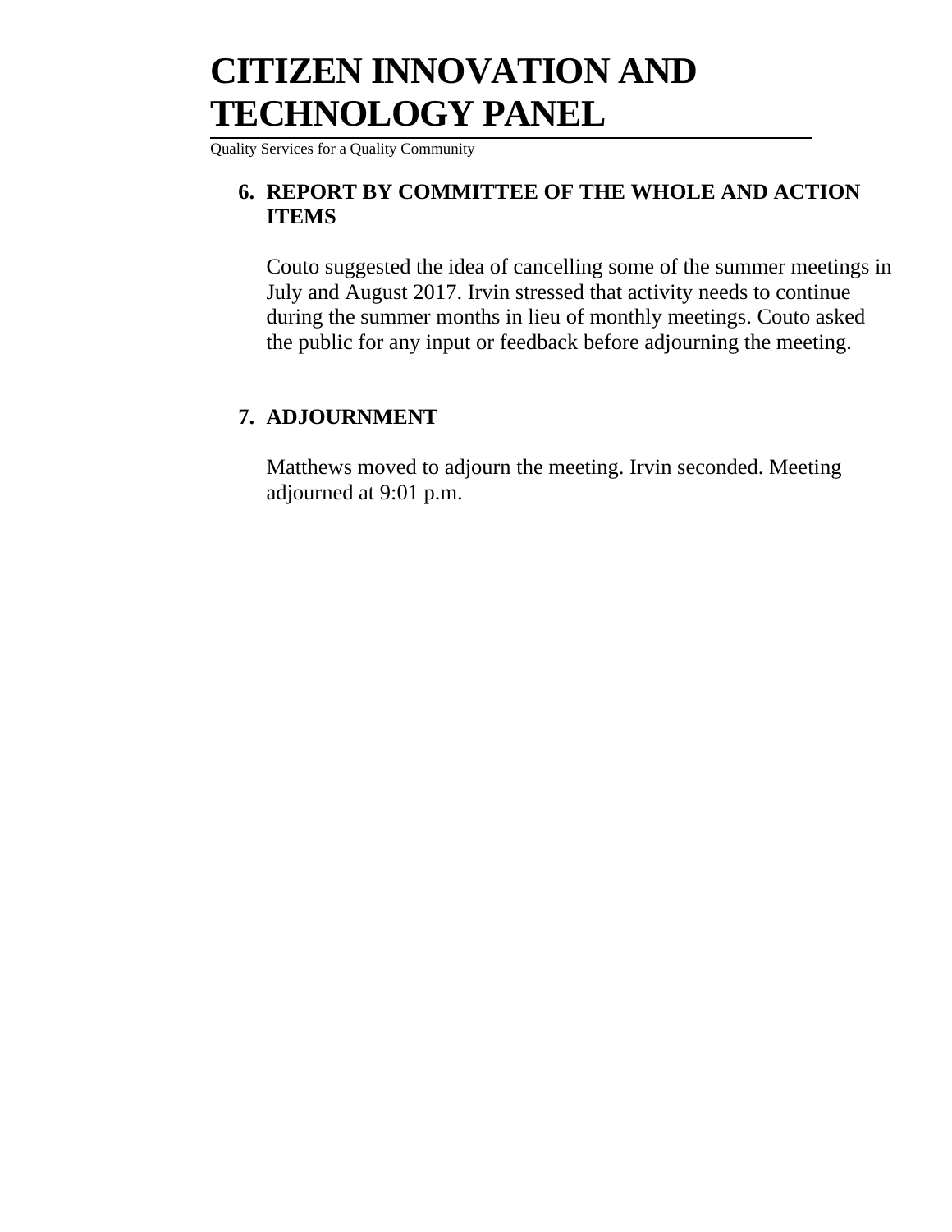# CITIZEN INNOVATION AND TECHNOLOGY PANEL

Quality Services for a Quality Community

6. **REPORT BY COMMITTEE OF THE WHOLE AND ACTION ITEMS**

   Couto suggested the idea of cancelling some of the summer meetings in July and August 2017. Irvin stressed that activity needs to continue during the summer months in lieu of monthly meetings. Couto asked the public for any input or feedback before adjourning the meeting.

7. **ADJOURNMENT**

   Matthews moved to adjourn the meeting. Irvin seconded. Meeting adjourned at 9:01 p.m.